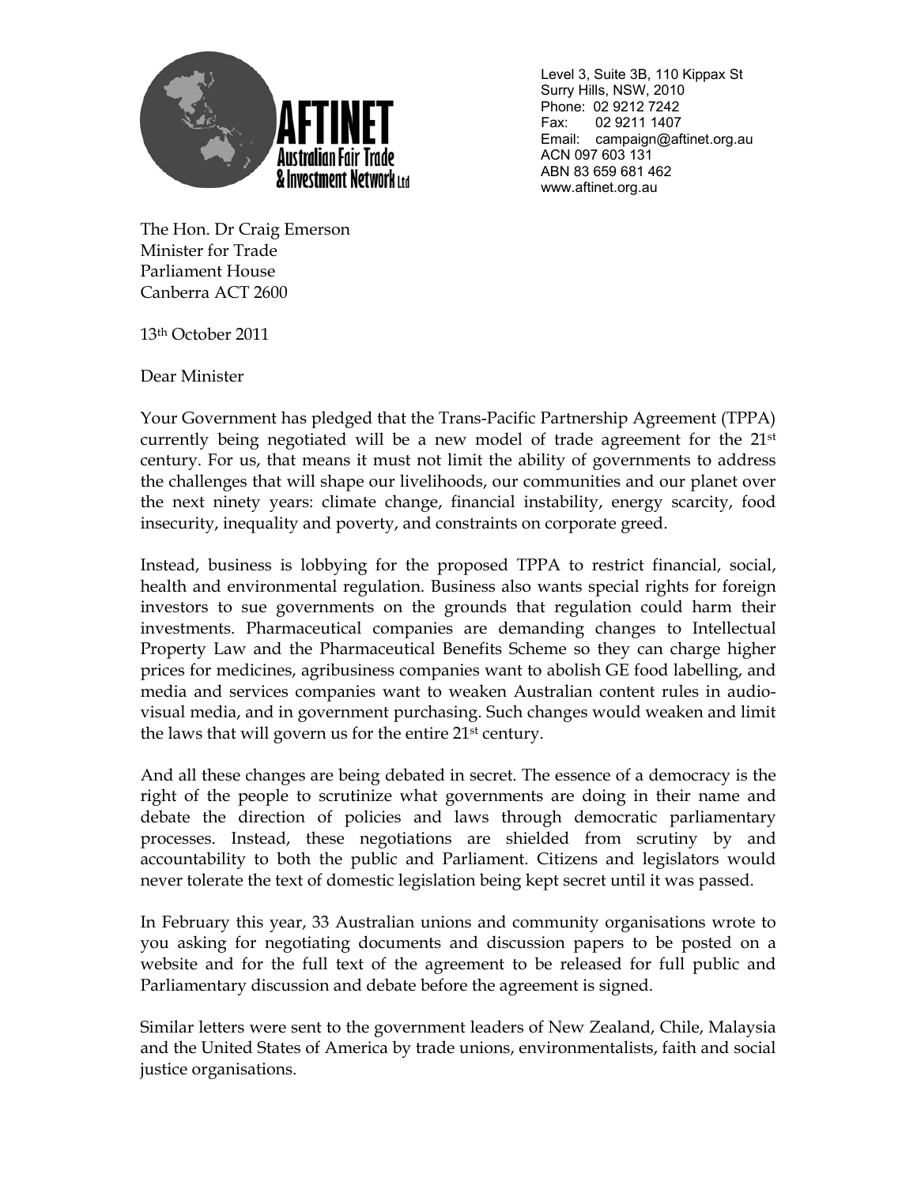**AFTINET**
**Australian Fair Trade & Investment Network Ltd**

Level 3, Suite 3B, 110 Kippax St
Surry Hills, NSW, 2010
Phone: 02 9212 7242
Fax: 02 9211 1407
Email: campaign@aftinet.org.au
ACN 097 603 131
ABN 83 659 681 462
www.aftinet.org.au

The Hon. Dr Craig Emerson
Minister for Trade
Parliament House
Canberra ACT 2600

13th October 2011

Dear Minister

Your Government has pledged that the Trans-Pacific Partnership Agreement (TPPA) currently being negotiated will be a new model of trade agreement for the 21st century. For us, that means it must not limit the ability of governments to address the challenges that will shape our livelihoods, our communities and our planet over the next ninety years: climate change, financial instability, energy scarcity, food insecurity, inequality and poverty, and constraints on corporate greed.

Instead, business is lobbying for the proposed TPPA to restrict financial, social, health and environmental regulation. Business also wants special rights for foreign investors to sue governments on the grounds that regulation could harm their investments. Pharmaceutical companies are demanding changes to Intellectual Property Law and the Pharmaceutical Benefits Scheme so they can charge higher prices for medicines, agribusiness companies want to abolish GE food labelling, and media and services companies want to weaken Australian content rules in audio-visual media, and in government purchasing. Such changes would weaken and limit the laws that will govern us for the entire 21st century.

And all these changes are being debated in secret. The essence of a democracy is the right of the people to scrutinize what governments are doing in their name and debate the direction of policies and laws through democratic parliamentary processes. Instead, these negotiations are shielded from scrutiny by and accountability to both the public and Parliament. Citizens and legislators would never tolerate the text of domestic legislation being kept secret until it was passed.

In February this year, 33 Australian unions and community organisations wrote to you asking for negotiating documents and discussion papers to be posted on a website and for the full text of the agreement to be released for full public and Parliamentary discussion and debate before the agreement is signed.

Similar letters were sent to the government leaders of New Zealand, Chile, Malaysia and the United States of America by trade unions, environmentalists, faith and social justice organisations.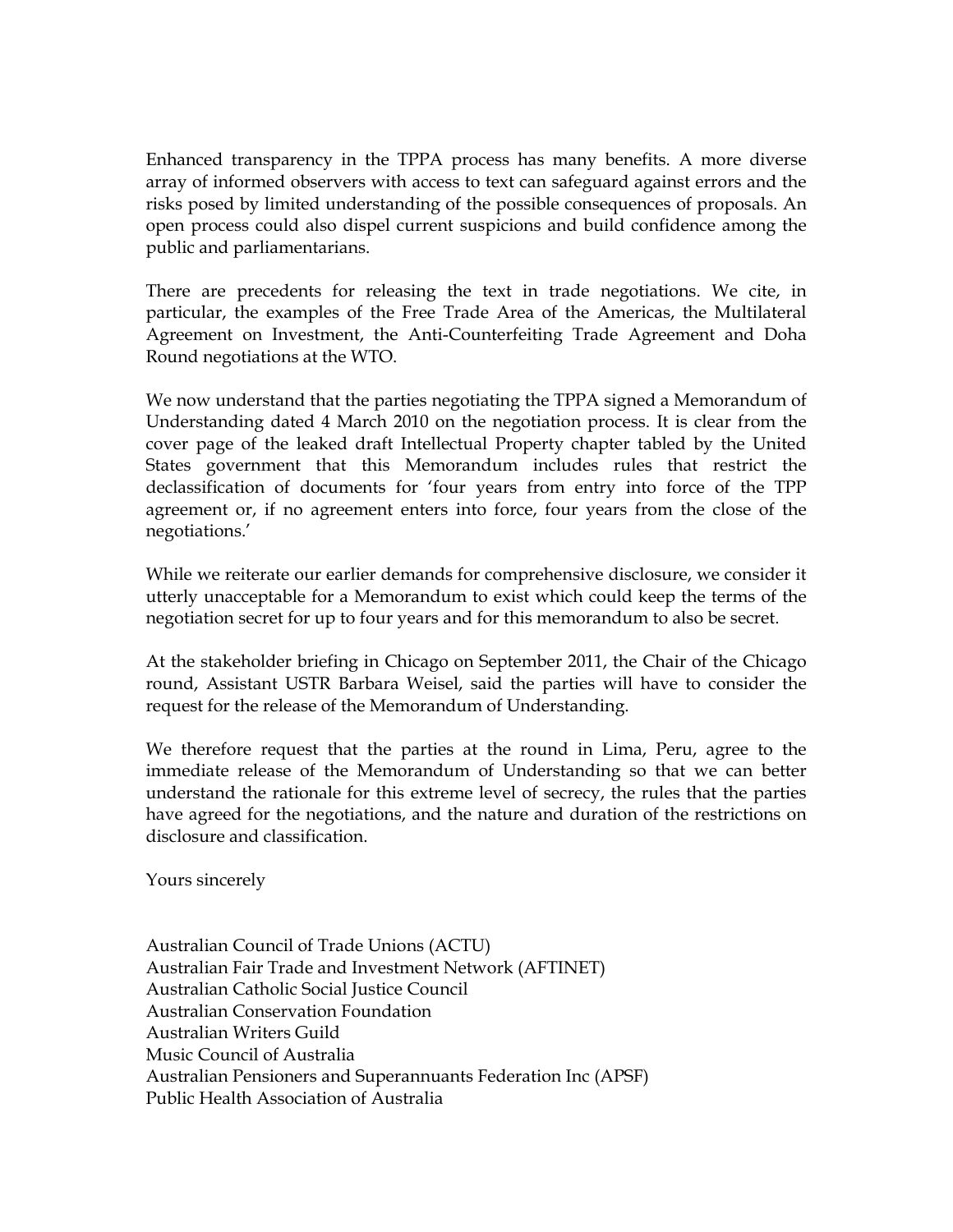Enhanced transparency in the TPPA process has many benefits. A more diverse array of informed observers with access to text can safeguard against errors and the risks posed by limited understanding of the possible consequences of proposals. An open process could also dispel current suspicions and build confidence among the public and parliamentarians.

There are precedents for releasing the text in trade negotiations. We cite, in particular, the examples of the Free Trade Area of the Americas, the Multilateral Agreement on Investment, the Anti-Counterfeiting Trade Agreement and Doha Round negotiations at the WTO.

We now understand that the parties negotiating the TPPA signed a Memorandum of Understanding dated 4 March 2010 on the negotiation process. It is clear from the cover page of the leaked draft Intellectual Property chapter tabled by the United States government that this Memorandum includes rules that restrict the declassification of documents for 'four years from entry into force of the TPP agreement or, if no agreement enters into force, four years from the close of the negotiations.'

While we reiterate our earlier demands for comprehensive disclosure, we consider it utterly unacceptable for a Memorandum to exist which could keep the terms of the negotiation secret for up to four years and for this memorandum to also be secret.

At the stakeholder briefing in Chicago on September 2011, the Chair of the Chicago round, Assistant USTR Barbara Weisel, said the parties will have to consider the request for the release of the Memorandum of Understanding.

We therefore request that the parties at the round in Lima, Peru, agree to the immediate release of the Memorandum of Understanding so that we can better understand the rationale for this extreme level of secrecy, the rules that the parties have agreed for the negotiations, and the nature and duration of the restrictions on disclosure and classification.

Yours sincerely

Australian Council of Trade Unions (ACTU)  
Australian Fair Trade and Investment Network (AFTINET)  
Australian Catholic Social Justice Council  
Australian Conservation Foundation  
Australian Writers Guild  
Music Council of Australia  
Australian Pensioners and Superannuants Federation Inc (APSF)  
Public Health Association of Australia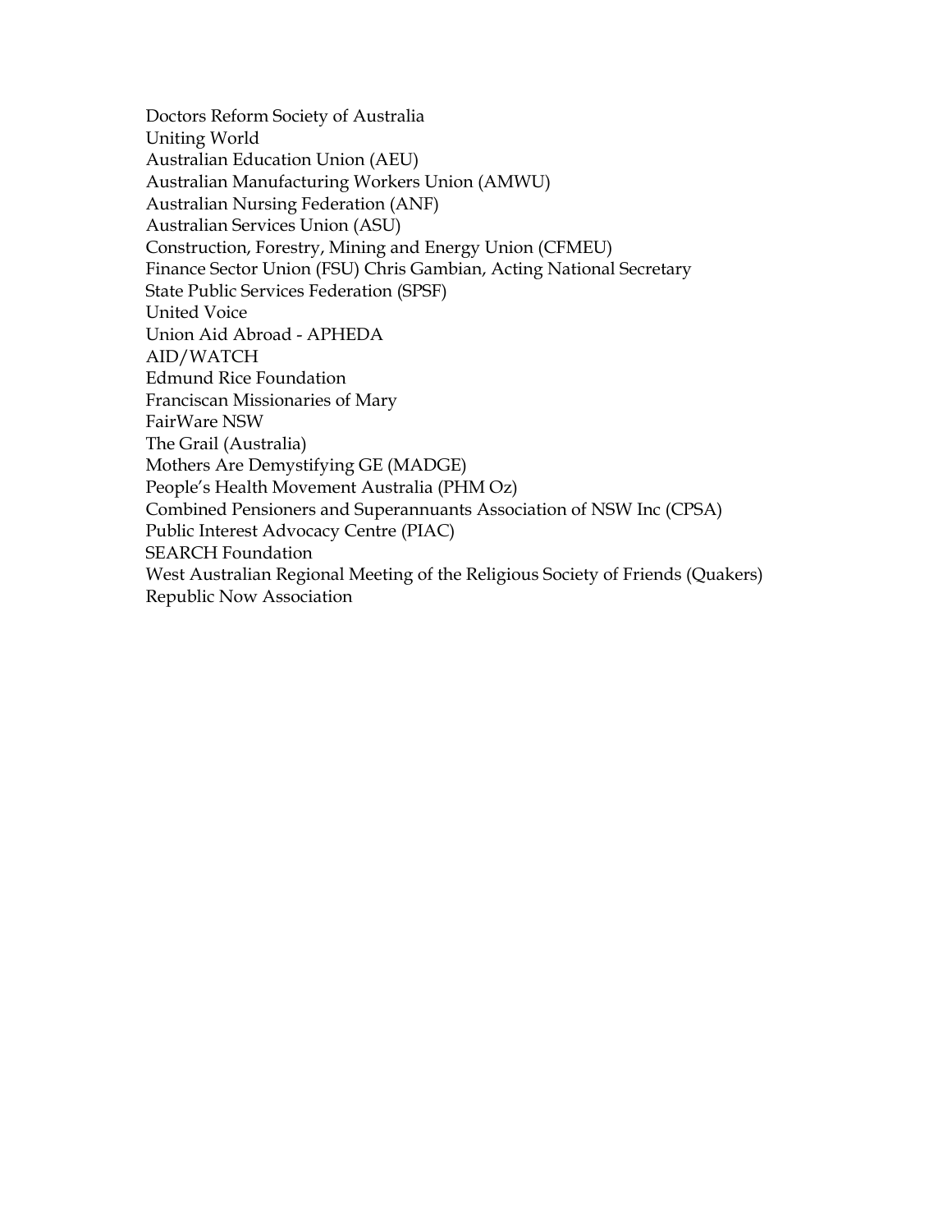Doctors Reform Society of Australia
Uniting World
Australian Education Union (AEU)
Australian Manufacturing Workers Union (AMWU)
Australian Nursing Federation (ANF)
Australian Services Union (ASU)
Construction, Forestry, Mining and Energy Union (CFMEU)
Finance Sector Union (FSU) Chris Gambian, Acting National Secretary
State Public Services Federation (SPSF)
United Voice
Union Aid Abroad - APHEDA
AID/WATCH
Edmund Rice Foundation
Franciscan Missionaries of Mary
FairWare NSW
The Grail (Australia)
Mothers Are Demystifying GE (MADGE)
People's Health Movement Australia (PHM Oz)
Combined Pensioners and Superannuants Association of NSW Inc (CPSA)
Public Interest Advocacy Centre (PIAC)
SEARCH Foundation
West Australian Regional Meeting of the Religious Society of Friends (Quakers)
Republic Now Association